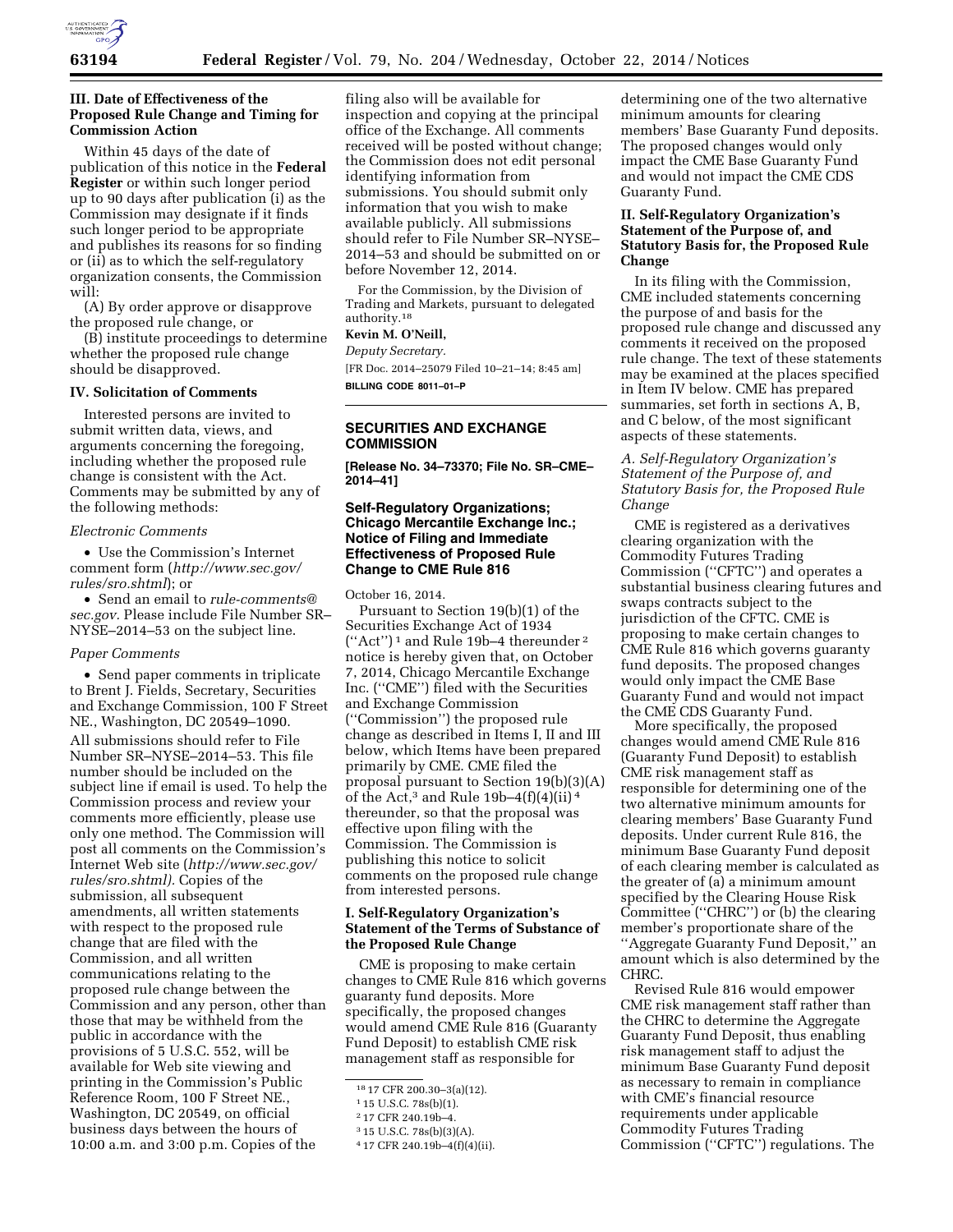### III. Date of Effectiveness of the Proposed Rule Change and Timing for Commission Action

Within 45 days of the date of publication of this notice in the **Federal Register** or within such longer period up to 90 days after publication (i) as the Commission may designate if it finds such longer period to be appropriate and publishes its reasons for so finding or (ii) as to which the self-regulatory organization consents, the Commission will:

(A) By order approve or disapprove the proposed rule change, or

(B) institute proceedings to determine whether the proposed rule change should be disapproved.

### IV. Solicitation of Comments

Interested persons are invited to submit written data, views, and arguments concerning the foregoing, including whether the proposed rule change is consistent with the Act. Comments may be submitted by any of the following methods:

*Electronic Comments*

- Use the Commission's Internet comment form (*http://www.sec.gov/rules/sro.shtml*); or
- Send an email to *rule-comments@sec.gov.* Please include File Number SR–NYSE–2014–53 on the subject line.

*Paper Comments*

- Send paper comments in triplicate to Brent J. Fields, Secretary, Securities and Exchange Commission, 100 F Street NE., Washington, DC 20549–1090.

All submissions should refer to File Number SR–NYSE–2014–53. This file number should be included on the subject line if email is used. To help the Commission process and review your comments more efficiently, please use only one method. The Commission will post all comments on the Commission's Internet Web site (*http://www.sec.gov/rules/sro.shtml).* Copies of the submission, all subsequent amendments, all written statements with respect to the proposed rule change that are filed with the Commission, and all written communications relating to the proposed rule change between the Commission and any person, other than those that may be withheld from the public in accordance with the provisions of 5 U.S.C. 552, will be available for Web site viewing and printing in the Commission's Public Reference Room, 100 F Street NE., Washington, DC 20549, on official business days between the hours of 10:00 a.m. and 3:00 p.m. Copies of the filing also will be available for inspection and copying at the principal office of the Exchange. All comments received will be posted without change; the Commission does not edit personal identifying information from submissions. You should submit only information that you wish to make available publicly. All submissions should refer to File Number SR–NYSE–2014–53 and should be submitted on or before November 12, 2014.

For the Commission, by the Division of Trading and Markets, pursuant to delegated authority.[18]

**Kevin M. O'Neill,**

*Deputy Secretary.*

[FR Doc. 2014–25079 Filed 10–21–14; 8:45 am]

**BILLING CODE 8011–01–P**

---

## SECURITIES AND EXCHANGE COMMISSION

**[Release No. 34–73370; File No. SR–CME–2014–41]**

## Self-Regulatory Organizations; Chicago Mercantile Exchange Inc.; Notice of Filing and Immediate Effectiveness of Proposed Rule Change to CME Rule 816

October 16, 2014.

Pursuant to Section 19(b)(1) of the Securities Exchange Act of 1934 ("Act")[1] and Rule 19b–4 thereunder[2] notice is hereby given that, on October 7, 2014, Chicago Mercantile Exchange Inc. ("CME") filed with the Securities and Exchange Commission ("Commission") the proposed rule change as described in Items I, II and III below, which Items have been prepared primarily by CME. CME filed the proposal pursuant to Section 19(b)(3)(A) of the Act,[3] and Rule 19b–4(f)(4)(ii)[4] thereunder, so that the proposal was effective upon filing with the Commission. The Commission is publishing this notice to solicit comments on the proposed rule change from interested persons.

### I. Self-Regulatory Organization's Statement of the Terms of Substance of the Proposed Rule Change

CME is proposing to make certain changes to CME Rule 816 which governs guaranty fund deposits. More specifically, the proposed changes would amend CME Rule 816 (Guaranty Fund Deposit) to establish CME risk management staff as responsible for determining one of the two alternative minimum amounts for clearing members' Base Guaranty Fund deposits. The proposed changes would only impact the CME Base Guaranty Fund and would not impact the CME CDS Guaranty Fund.

### II. Self-Regulatory Organization's Statement of the Purpose of, and Statutory Basis for, the Proposed Rule Change

In its filing with the Commission, CME included statements concerning the purpose of and basis for the proposed rule change and discussed any comments it received on the proposed rule change. The text of these statements may be examined at the places specified in Item IV below. CME has prepared summaries, set forth in sections A, B, and C below, of the most significant aspects of these statements.

*A. Self-Regulatory Organization's Statement of the Purpose of, and Statutory Basis for, the Proposed Rule Change*

CME is registered as a derivatives clearing organization with the Commodity Futures Trading Commission ("CFTC") and operates a substantial business clearing futures and swaps contracts subject to the jurisdiction of the CFTC. CME is proposing to make certain changes to CME Rule 816 which governs guaranty fund deposits. The proposed changes would only impact the CME Base Guaranty Fund and would not impact the CME CDS Guaranty Fund.

More specifically, the proposed changes would amend CME Rule 816 (Guaranty Fund Deposit) to establish CME risk management staff as responsible for determining one of the two alternative minimum amounts for clearing members' Base Guaranty Fund deposits. Under current Rule 816, the minimum Base Guaranty Fund deposit of each clearing member is calculated as the greater of (a) a minimum amount specified by the Clearing House Risk Committee ("CHRC") or (b) the clearing member's proportionate share of the "Aggregate Guaranty Fund Deposit," an amount which is also determined by the CHRC.

Revised Rule 816 would empower CME risk management staff rather than the CHRC to determine the Aggregate Guaranty Fund Deposit, thus enabling risk management staff to adjust the minimum Base Guaranty Fund deposit as necessary to remain in compliance with CME's financial resource requirements under applicable Commodity Futures Trading Commission ("CFTC") regulations. The

---

[18] 17 CFR 200.30–3(a)(12).

[1] 15 U.S.C. 78s(b)(1).

[2] 17 CFR 240.19b–4.

[3] 15 U.S.C. 78s(b)(3)(A).

[4] 17 CFR 240.19b–4(f)(4)(ii).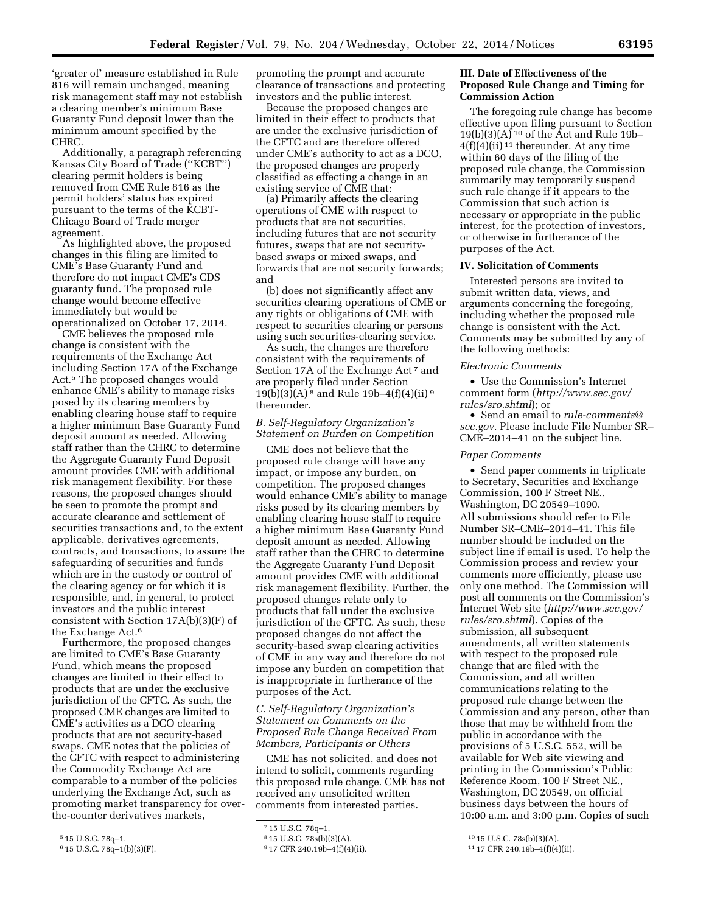'greater of' measure established in Rule 816 will remain unchanged, meaning risk management staff may not establish a clearing member's minimum Base Guaranty Fund deposit lower than the minimum amount specified by the CHRC.

Additionally, a paragraph referencing Kansas City Board of Trade ("KCBT") clearing permit holders is being removed from CME Rule 816 as the permit holders' status has expired pursuant to the terms of the KCBT-Chicago Board of Trade merger agreement.

As highlighted above, the proposed changes in this filing are limited to CME's Base Guaranty Fund and therefore do not impact CME's CDS guaranty fund. The proposed rule change would become effective immediately but would be operationalized on October 17, 2014.

CME believes the proposed rule change is consistent with the requirements of the Exchange Act including Section 17A of the Exchange Act.[5] The proposed changes would enhance CME's ability to manage risks posed by its clearing members by enabling clearing house staff to require a higher minimum Base Guaranty Fund deposit amount as needed. Allowing staff rather than the CHRC to determine the Aggregate Guaranty Fund Deposit amount provides CME with additional risk management flexibility. For these reasons, the proposed changes should be seen to promote the prompt and accurate clearance and settlement of securities transactions and, to the extent applicable, derivatives agreements, contracts, and transactions, to assure the safeguarding of securities and funds which are in the custody or control of the clearing agency or for which it is responsible, and, in general, to protect investors and the public interest consistent with Section 17A(b)(3)(F) of the Exchange Act.[6]

Furthermore, the proposed changes are limited to CME's Base Guaranty Fund, which means the proposed changes are limited in their effect to products that are under the exclusive jurisdiction of the CFTC. As such, the proposed CME changes are limited to CME's activities as a DCO clearing products that are not security-based swaps. CME notes that the policies of the CFTC with respect to administering the Commodity Exchange Act are comparable to a number of the policies underlying the Exchange Act, such as promoting market transparency for over-the-counter derivatives markets, promoting the prompt and accurate clearance of transactions and protecting investors and the public interest.

Because the proposed changes are limited in their effect to products that are under the exclusive jurisdiction of the CFTC and are therefore offered under CME's authority to act as a DCO, the proposed changes are properly classified as effecting a change in an existing service of CME that:

(a) Primarily affects the clearing operations of CME with respect to products that are not securities, including futures that are not security futures, swaps that are not security-based swaps or mixed swaps, and forwards that are not security forwards; and

(b) does not significantly affect any securities clearing operations of CME or any rights or obligations of CME with respect to securities clearing or persons using such securities-clearing service.

As such, the changes are therefore consistent with the requirements of Section 17A of the Exchange Act[7] and are properly filed under Section 19(b)(3)(A)[8] and Rule 19b–4(f)(4)(ii)[9] thereunder.

### B. Self-Regulatory Organization's Statement on Burden on Competition

CME does not believe that the proposed rule change will have any impact, or impose any burden, on competition. The proposed changes would enhance CME's ability to manage risks posed by its clearing members by enabling clearing house staff to require a higher minimum Base Guaranty Fund deposit amount as needed. Allowing staff rather than the CHRC to determine the Aggregate Guaranty Fund Deposit amount provides CME with additional risk management flexibility. Further, the proposed changes relate only to products that fall under the exclusive jurisdiction of the CFTC. As such, these proposed changes do not affect the security-based swap clearing activities of CME in any way and therefore do not impose any burden on competition that is inappropriate in furtherance of the purposes of the Act.

### C. Self-Regulatory Organization's Statement on Comments on the Proposed Rule Change Received From Members, Participants or Others

CME has not solicited, and does not intend to solicit, comments regarding this proposed rule change. CME has not received any unsolicited written comments from interested parties.

## III. Date of Effectiveness of the Proposed Rule Change and Timing for Commission Action

The foregoing rule change has become effective upon filing pursuant to Section 19(b)(3)(A)[10] of the Act and Rule 19b–4(f)(4)(ii)[11] thereunder. At any time within 60 days of the filing of the proposed rule change, the Commission summarily may temporarily suspend such rule change if it appears to the Commission that such action is necessary or appropriate in the public interest, for the protection of investors, or otherwise in furtherance of the purposes of the Act.

## IV. Solicitation of Comments

Interested persons are invited to submit written data, views, and arguments concerning the foregoing, including whether the proposed rule change is consistent with the Act. Comments may be submitted by any of the following methods:

*Electronic Comments*

- Use the Commission's Internet comment form (*http://www.sec.gov/rules/sro.shtml*); or
- Send an email to *rule-comments@sec.gov.* Please include File Number SR–CME–2014–41 on the subject line.

*Paper Comments*

- Send paper comments in triplicate to Secretary, Securities and Exchange Commission, 100 F Street NE., Washington, DC 20549–1090.

All submissions should refer to File Number SR–CME–2014–41. This file number should be included on the subject line if email is used. To help the Commission process and review your comments more efficiently, please use only one method. The Commission will post all comments on the Commission's Internet Web site (*http://www.sec.gov/rules/sro.shtml*). Copies of the submission, all subsequent amendments, all written statements with respect to the proposed rule change that are filed with the Commission, and all written communications relating to the proposed rule change between the Commission and any person, other than those that may be withheld from the public in accordance with the provisions of 5 U.S.C. 552, will be available for Web site viewing and printing in the Commission's Public Reference Room, 100 F Street NE., Washington, DC 20549, on official business days between the hours of 10:00 a.m. and 3:00 p.m. Copies of such

---

[5] 15 U.S.C. 78q–1.

[6] 15 U.S.C. 78q–1(b)(3)(F).

[7] 15 U.S.C. 78q–1.

[8] 15 U.S.C. 78s(b)(3)(A).

[9] 17 CFR 240.19b–4(f)(4)(ii).

[10] 15 U.S.C. 78s(b)(3)(A).

[11] 17 CFR 240.19b–4(f)(4)(ii).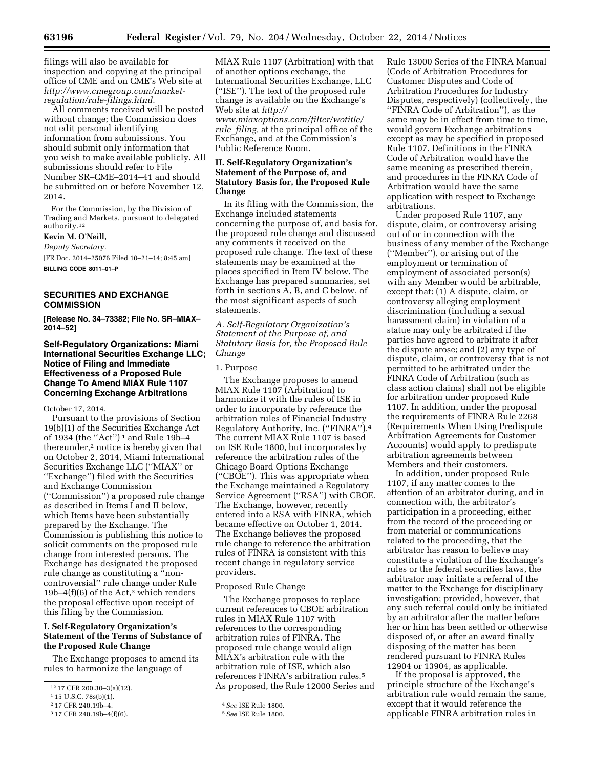filings will also be available for inspection and copying at the principal office of CME and on CME's Web site at *http://www.cmegroup.com/market-regulation/rule-filings.html.*

All comments received will be posted without change; the Commission does not edit personal identifying information from submissions. You should submit only information that you wish to make available publicly. All submissions should refer to File Number SR–CME–2014–41 and should be submitted on or before November 12, 2014.

For the Commission, by the Division of Trading and Markets, pursuant to delegated authority.[12]

**Kevin M. O'Neill,**

*Deputy Secretary.*

[FR Doc. 2014–25076 Filed 10–21–14; 8:45 am]

**BILLING CODE 8011–01–P**

[12] 17 CFR 200.30–3(a)(12).

---

## SECURITIES AND EXCHANGE COMMISSION

**[Release No. 34–73382; File No. SR–MIAX–2014–52]**

### Self-Regulatory Organizations: Miami International Securities Exchange LLC; Notice of Filing and Immediate Effectiveness of a Proposed Rule Change To Amend MIAX Rule 1107 Concerning Exchange Arbitrations

October 17, 2014.

Pursuant to the provisions of Section 19(b)(1) of the Securities Exchange Act of 1934 (the ''Act'')[1] and Rule 19b–4 thereunder,[2] notice is hereby given that on October 2, 2014, Miami International Securities Exchange LLC (''MIAX'' or ''Exchange'') filed with the Securities and Exchange Commission (''Commission'') a proposed rule change as described in Items I and II below, which Items have been substantially prepared by the Exchange. The Commission is publishing this notice to solicit comments on the proposed rule change from interested persons. The Exchange has designated the proposed rule change as constituting a ''non-controversial'' rule change under Rule 19b–4(f)(6) of the Act,[3] which renders the proposal effective upon receipt of this filing by the Commission.

### I. Self-Regulatory Organization's Statement of the Terms of Substance of the Proposed Rule Change

The Exchange proposes to amend its rules to harmonize the language of MIAX Rule 1107 (Arbitration) with that of another options exchange, the International Securities Exchange, LLC (''ISE''). The text of the proposed rule change is available on the Exchange's Web site at *http://www.miaxoptions.com/filter/wotitle/rule_filing,* at the principal office of the Exchange, and at the Commission's Public Reference Room.

### II. Self-Regulatory Organization's Statement of the Purpose of, and Statutory Basis for, the Proposed Rule Change

In its filing with the Commission, the Exchange included statements concerning the purpose of, and basis for, the proposed rule change and discussed any comments it received on the proposed rule change. The text of these statements may be examined at the places specified in Item IV below. The Exchange has prepared summaries, set forth in sections A, B, and C below, of the most significant aspects of such statements.

*A. Self-Regulatory Organization's Statement of the Purpose of, and Statutory Basis for, the Proposed Rule Change*

1. Purpose

The Exchange proposes to amend MIAX Rule 1107 (Arbitration) to harmonize it with the rules of ISE in order to incorporate by reference the arbitration rules of Financial Industry Regulatory Authority, Inc. (''FINRA'').[4] The current MIAX Rule 1107 is based on ISE Rule 1800, but incorporates by reference the arbitration rules of the Chicago Board Options Exchange (''CBOE''). This was appropriate when the Exchange maintained a Regulatory Service Agreement (''RSA'') with CBOE. The Exchange, however, recently entered into a RSA with FINRA, which became effective on October 1, 2014. The Exchange believes the proposed rule change to reference the arbitration rules of FINRA is consistent with this recent change in regulatory service providers.

Proposed Rule Change

The Exchange proposes to replace current references to CBOE arbitration rules in MIAX Rule 1107 with references to the corresponding arbitration rules of FINRA. The proposed rule change would align MIAX's arbitration rule with the arbitration rule of ISE, which also references FINRA's arbitration rules.[5] As proposed, the Rule 12000 Series and Rule 13000 Series of the FINRA Manual (Code of Arbitration Procedures for Customer Disputes and Code of Arbitration Procedures for Industry Disputes, respectively) (collectively, the ''FINRA Code of Arbitration''), as the same may be in effect from time to time, would govern Exchange arbitrations except as may be specified in proposed Rule 1107. Definitions in the FINRA Code of Arbitration would have the same meaning as prescribed therein, and procedures in the FINRA Code of Arbitration would have the same application with respect to Exchange arbitrations.

Under proposed Rule 1107, any dispute, claim, or controversy arising out of or in connection with the business of any member of the Exchange (''Member''), or arising out of the employment or termination of employment of associated person(s) with any Member would be arbitrable, except that: (1) A dispute, claim, or controversy alleging employment discrimination (including a sexual harassment claim) in violation of a statue may only be arbitrated if the parties have agreed to arbitrate it after the dispute arose; and (2) any type of dispute, claim, or controversy that is not permitted to be arbitrated under the FINRA Code of Arbitration (such as class action claims) shall not be eligible for arbitration under proposed Rule 1107. In addition, under the proposal the requirements of FINRA Rule 2268 (Requirements When Using Predispute Arbitration Agreements for Customer Accounts) would apply to predispute arbitration agreements between Members and their customers.

In addition, under proposed Rule 1107, if any matter comes to the attention of an arbitrator during, and in connection with, the arbitrator's participation in a proceeding, either from the record of the proceeding or from material or communications related to the proceeding, that the arbitrator has reason to believe may constitute a violation of the Exchange's rules or the federal securities laws, the arbitrator may initiate a referral of the matter to the Exchange for disciplinary investigation; provided, however, that any such referral could only be initiated by an arbitrator after the matter before her or him has been settled or otherwise disposed of, or after an award finally disposing of the matter has been rendered pursuant to FINRA Rules 12904 or 13904, as applicable.

If the proposal is approved, the principle structure of the Exchange's arbitration rule would remain the same, except that it would reference the applicable FINRA arbitration rules in

[1] 15 U.S.C. 78s(b)(1).

[2] 17 CFR 240.19b–4.

[3] 17 CFR 240.19b–4(f)(6).

[4] *See* ISE Rule 1800.

[5] *See* ISE Rule 1800.